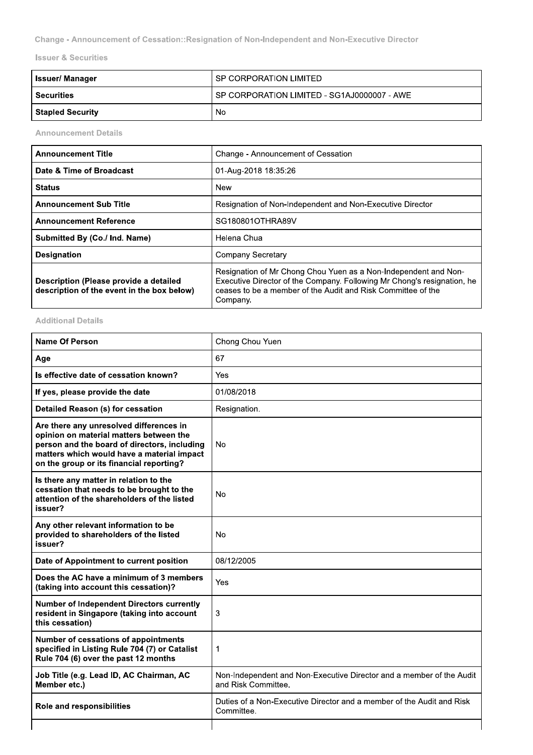# Change - Announcement of Cessation::Resignation of Non-Independent and Non-Executive Director

## Issuer & Securities

| Issuer/ Manager | SP CORPORATION LIMITED |
|---|---|
| Securities | SP CORPORATION LIMITED - SG1AJ0000007 - AWE |
| Stapled Security | No |

## Announcement Details

| Announcement Title | Change - Announcement of Cessation |
|---|---|
| Date & Time of Broadcast | 01-Aug-2018 18:35:26 |
| Status | New |
| Announcement Sub Title | Resignation of Non-Independent and Non-Executive Director |
| Announcement Reference | SG180801OTHRA89V |
| Submitted By (Co./ Ind. Name) | Helena Chua |
| Designation | Company Secretary |
| Description (Please provide a detailed description of the event in the box below) | Resignation of Mr Chong Chou Yuen as a Non-Independent and Non-Executive Director of the Company. Following Mr Chong's resignation, he ceases to be a member of the Audit and Risk Committee of the Company. |

## Additional Details

| Name Of Person | Chong Chou Yuen |
|---|---|
| Age | 67 |
| Is effective date of cessation known? | Yes |
| If yes, please provide the date | 01/08/2018 |
| Detailed Reason (s) for cessation | Resignation. |
| Are there any unresolved differences in opinion on material matters between the person and the board of directors, including matters which would have a material impact on the group or its financial reporting? | No |
| Is there any matter in relation to the cessation that needs to be brought to the attention of the shareholders of the listed issuer? | No |
| Any other relevant information to be provided to shareholders of the listed issuer? | No |
| Date of Appointment to current position | 08/12/2005 |
| Does the AC have a minimum of 3 members (taking into account this cessation)? | Yes |
| Number of Independent Directors currently resident in Singapore (taking into account this cessation) | 3 |
| Number of cessations of appointments specified in Listing Rule 704 (7) or Catalist Rule 704 (6) over the past 12 months | 1 |
| Job Title (e.g. Lead ID, AC Chairman, AC Member etc.) | Non-Independent and Non-Executive Director and a member of the Audit and Risk Committee. |
| Role and responsibilities | Duties of a Non-Executive Director and a member of the Audit and Risk Committee. |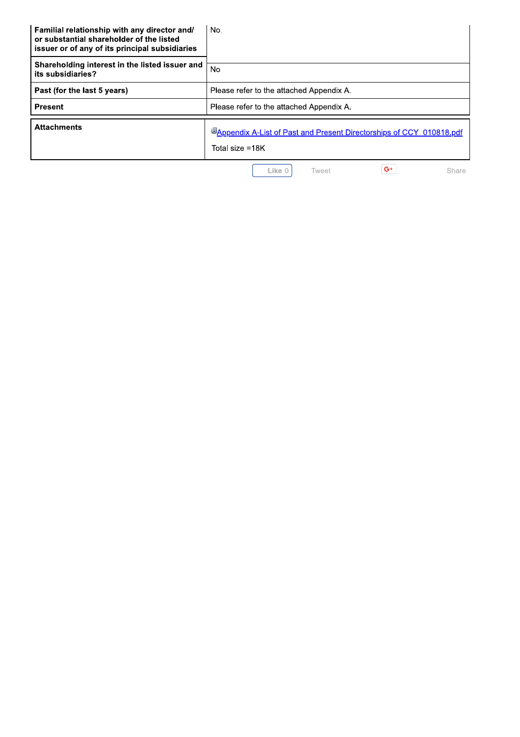| | |
|---|---|
| **Familial relationship with any director and/ or substantial shareholder of the listed issuer or of any of its principal subsidiaries** | No. |
| **Shareholding interest in the listed issuer and its subsidiaries?** | No |
| **Past (for the last 5 years)** | Please refer to the attached Appendix A. |
| **Present** | Please refer to the attached Appendix A. |

| | |
|---|---|
| **Attachments** | Appendix A-List of Past and Present Directorships of CCY_010818.pdf<br><br>Total size =18K |

Like 0 Tweet Share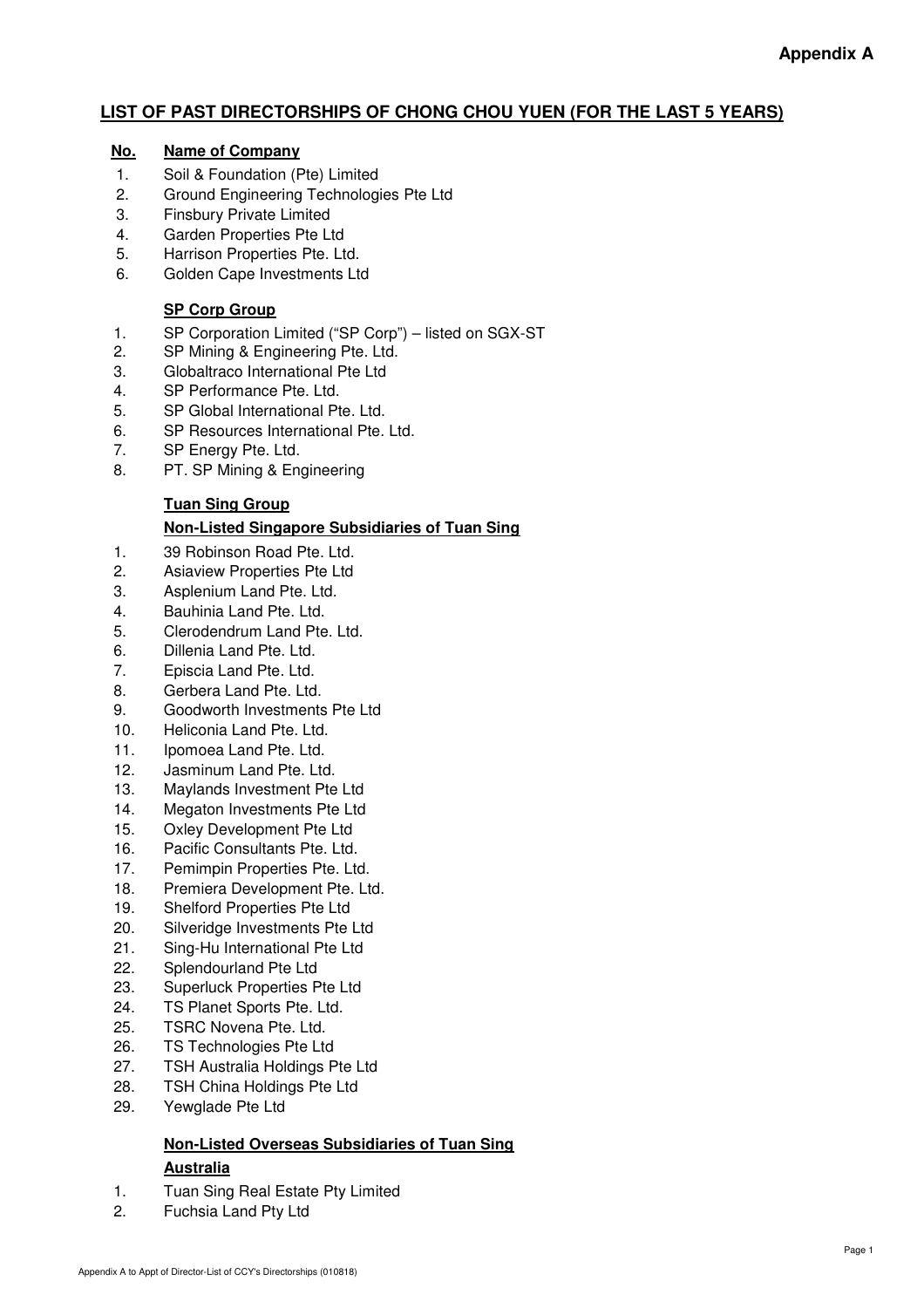**Appendix A**

## LIST OF PAST DIRECTORSHIPS OF CHONG CHOU YUEN (FOR THE LAST 5 YEARS)

| No. | Name of Company |
|---|---|
| 1. | Soil & Foundation (Pte) Limited |
| 2. | Ground Engineering Technologies Pte Ltd |
| 3. | Finsbury Private Limited |
| 4. | Garden Properties Pte Ltd |
| 5. | Harrison Properties Pte. Ltd. |
| 6. | Golden Cape Investments Ltd |

### SP Corp Group

1. SP Corporation Limited ("SP Corp") – listed on SGX-ST
2. SP Mining & Engineering Pte. Ltd.
3. Globaltraco International Pte Ltd
4. SP Performance Pte. Ltd.
5. SP Global International Pte. Ltd.
6. SP Resources International Pte. Ltd.
7. SP Energy Pte. Ltd.
8. PT. SP Mining & Engineering

### Tuan Sing Group

#### Non-Listed Singapore Subsidiaries of Tuan Sing

1. 39 Robinson Road Pte. Ltd.
2. Asiaview Properties Pte Ltd
3. Asplenium Land Pte. Ltd.
4. Bauhinia Land Pte. Ltd.
5. Clerodendrum Land Pte. Ltd.
6. Dillenia Land Pte. Ltd.
7. Episcia Land Pte. Ltd.
8. Gerbera Land Pte. Ltd.
9. Goodworth Investments Pte Ltd
10. Heliconia Land Pte. Ltd.
11. Ipomoea Land Pte. Ltd.
12. Jasminum Land Pte. Ltd.
13. Maylands Investment Pte Ltd
14. Megaton Investments Pte Ltd
15. Oxley Development Pte Ltd
16. Pacific Consultants Pte. Ltd.
17. Pemimpin Properties Pte. Ltd.
18. Premiera Development Pte. Ltd.
19. Shelford Properties Pte Ltd
20. Silveridge Investments Pte Ltd
21. Sing-Hu International Pte Ltd
22. Splendourland Pte Ltd
23. Superluck Properties Pte Ltd
24. TS Planet Sports Pte. Ltd.
25. TSRC Novena Pte. Ltd.
26. TS Technologies Pte Ltd
27. TSH Australia Holdings Pte Ltd
28. TSH China Holdings Pte Ltd
29. Yewglade Pte Ltd

#### Non-Listed Overseas Subsidiaries of Tuan Sing

**Australia**

1. Tuan Sing Real Estate Pty Limited
2. Fuchsia Land Pty Ltd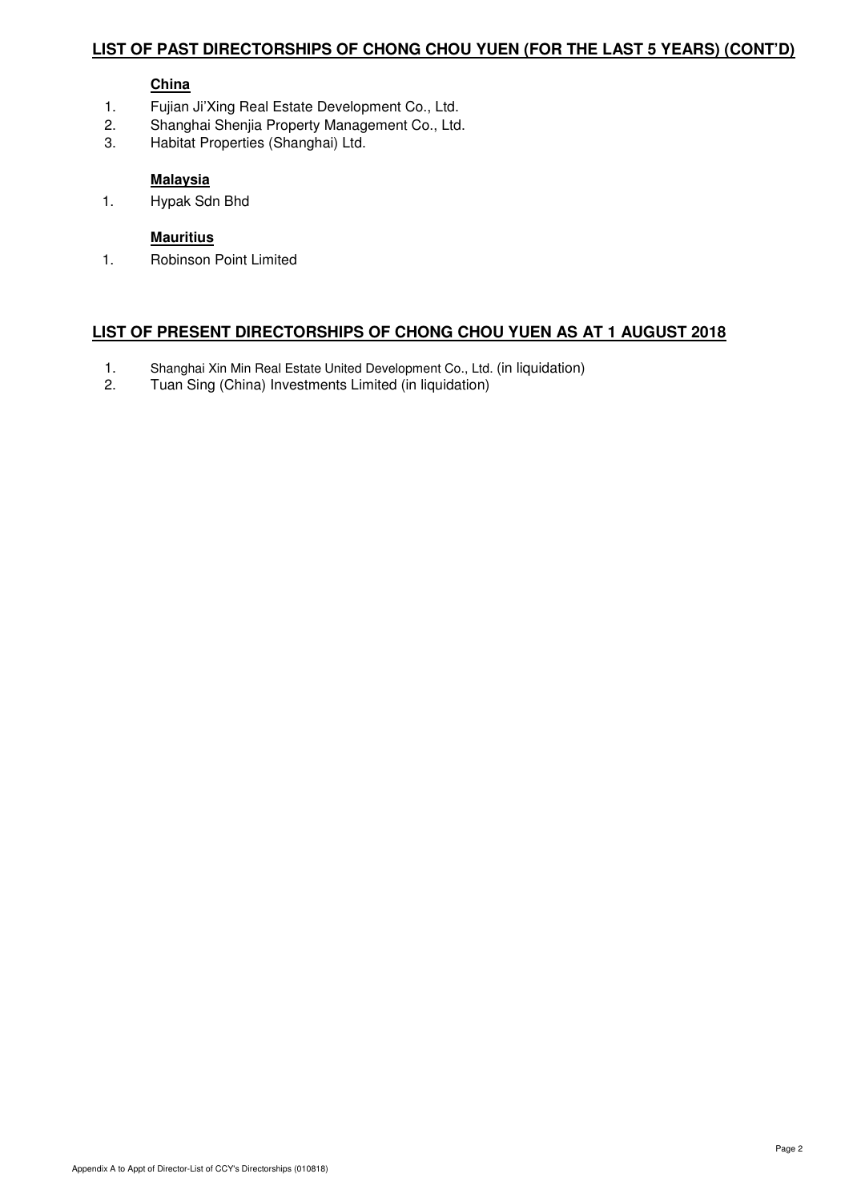## LIST OF PAST DIRECTORSHIPS OF CHONG CHOU YUEN (FOR THE LAST 5 YEARS) (CONT'D)

### China

1. Fujian Ji'Xing Real Estate Development Co., Ltd.
2. Shanghai Shenjia Property Management Co., Ltd.
3. Habitat Properties (Shanghai) Ltd.

### Malaysia

1. Hypak Sdn Bhd

### Mauritius

1. Robinson Point Limited

## LIST OF PRESENT DIRECTORSHIPS OF CHONG CHOU YUEN AS AT 1 AUGUST 2018

1. Shanghai Xin Min Real Estate United Development Co., Ltd. (in liquidation)
2. Tuan Sing (China) Investments Limited (in liquidation)